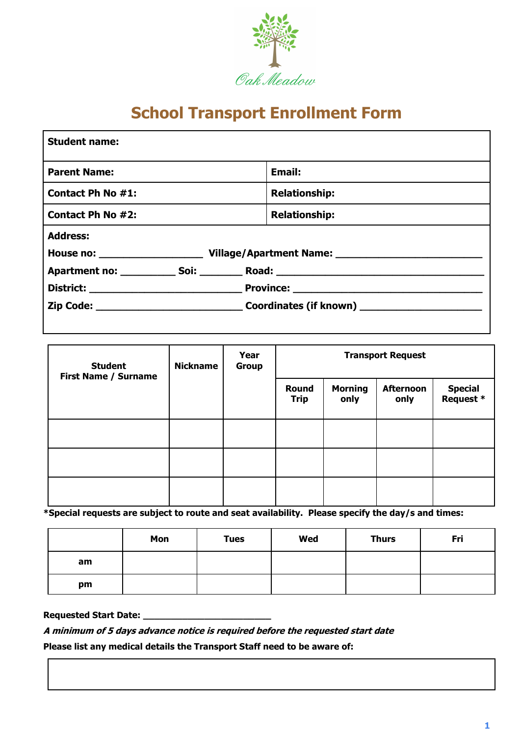Oak Meadow

# School Transport Enrollment Form

| | |
|---|---|
| **Student name:** | |
| **Parent Name:** | **Email:** |
| **Contact Ph No #1:** | **Relationship:** |
| **Contact Ph No #2:** | **Relationship:** |

**Address:**

**House no:** __________________ **Village/Apartment Name:** _________________________

**Apartment no:** _________ **Soi:** _______ **Road:** ____________________________________

**District:** __________________________ **Province:** ________________________________

**Zip Code:** _________________________ **Coordinates (if known)** _____________________

| Student First Name / Surname | Nickname | Year Group | Transport Request | | | |
|---|---|---|---|---|---|---|
| | | | Round Trip | Morning only | Afternoon only | Special Request * |
| | | | | | | |
| | | | | | | |
| | | | | | | |

***Special requests are subject to route and seat availability. Please specify the day/s and times:**

| | Mon | Tues | Wed | Thurs | Fri |
|---|---|---|---|---|---|
| am | | | | | |
| pm | | | | | |

**Requested Start Date:** ________________________

***A minimum of 5 days advance notice is required before the requested start date***

**Please list any medical details the Transport Staff need to be aware of:**

| |
|---|
| |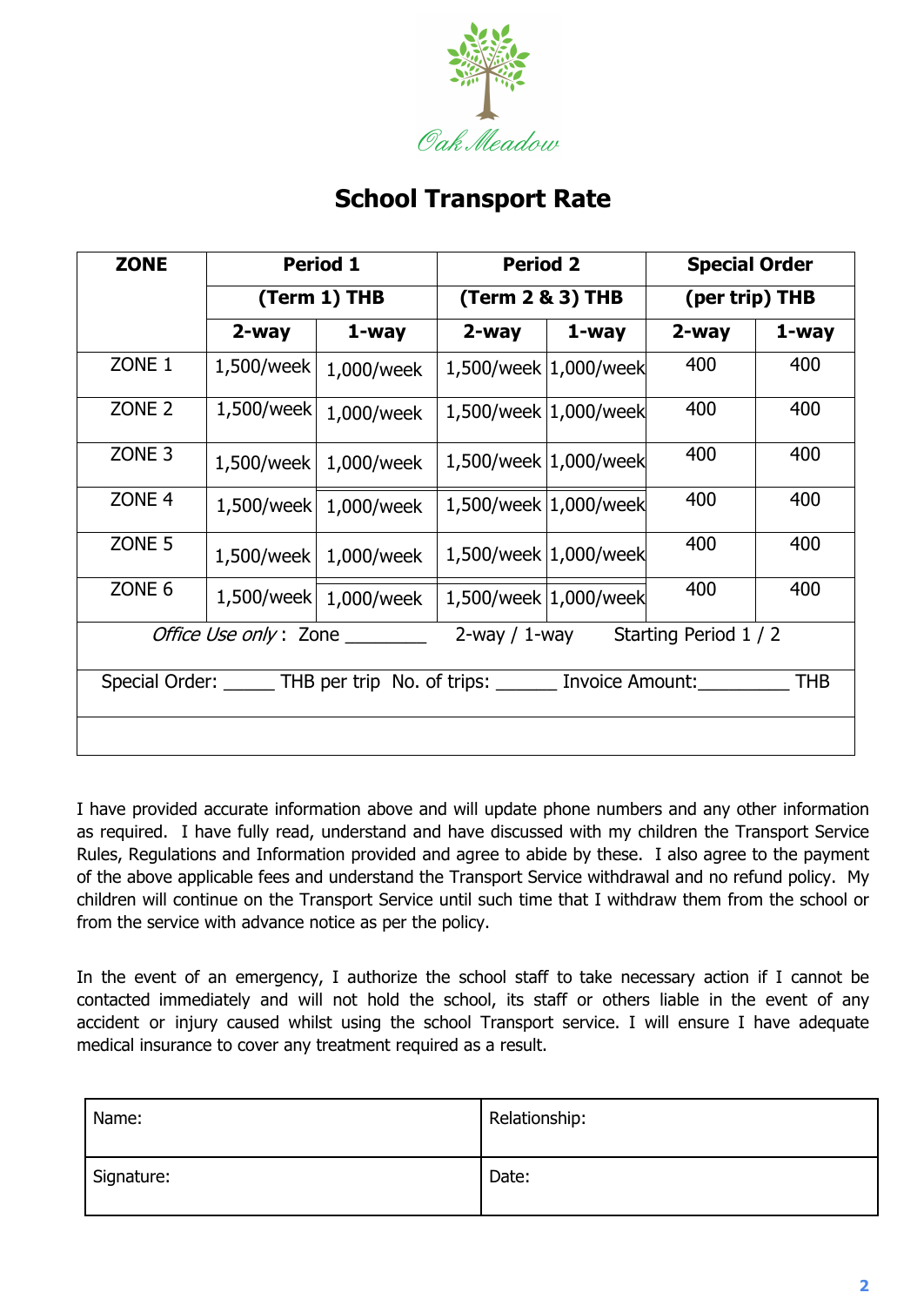Oak Meadow

# School Transport Rate

| ZONE | Period 1 (Term 1) THB | | Period 2 (Term 2 & 3) THB | | Special Order (per trip) THB | |
|---|---|---|---|---|---|---|
| | 2-way | 1-way | 2-way | 1-way | 2-way | 1-way |
| ZONE 1 | 1,500/week | 1,000/week | 1,500/week | 1,000/week | 400 | 400 |
| ZONE 2 | 1,500/week | 1,000/week | 1,500/week | 1,000/week | 400 | 400 |
| ZONE 3 | 1,500/week | 1,000/week | 1,500/week | 1,000/week | 400 | 400 |
| ZONE 4 | 1,500/week | 1,000/week | 1,500/week | 1,000/week | 400 | 400 |
| ZONE 5 | 1,500/week | 1,000/week | 1,500/week | 1,000/week | 400 | 400 |
| ZONE 6 | 1,500/week | 1,000/week | 1,500/week | 1,000/week | 400 | 400 |
| *Office Use only* : Zone ________ 2-way / 1-way Starting Period 1 / 2 | | | | | | |
| Special Order: _____ THB per trip No. of trips: ______ Invoice Amount:_________ THB | | | | | | |
| | | | | | | |

I have provided accurate information above and will update phone numbers and any other information as required. I have fully read, understand and have discussed with my children the Transport Service Rules, Regulations and Information provided and agree to abide by these. I also agree to the payment of the above applicable fees and understand the Transport Service withdrawal and no refund policy. My children will continue on the Transport Service until such time that I withdraw them from the school or from the service with advance notice as per the policy.

In the event of an emergency, I authorize the school staff to take necessary action if I cannot be contacted immediately and will not hold the school, its staff or others liable in the event of any accident or injury caused whilst using the school Transport service. I will ensure I have adequate medical insurance to cover any treatment required as a result.

| | |
|---|---|
| Name: | Relationship: |
| Signature: | Date: |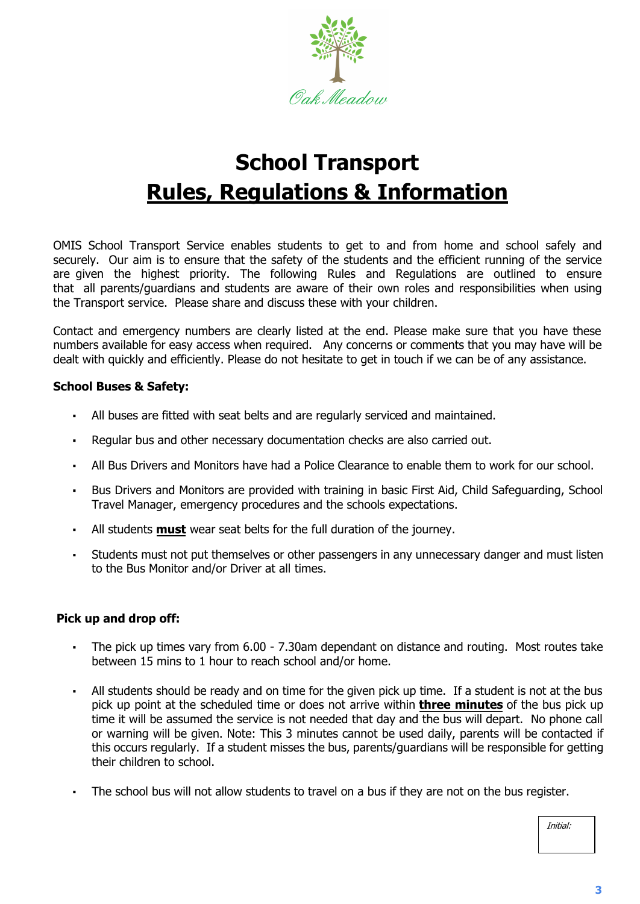Oak Meadow

# School Transport
# Rules, Regulations & Information

OMIS School Transport Service enables students to get to and from home and school safely and securely. Our aim is to ensure that the safety of the students and the efficient running of the service are given the highest priority. The following Rules and Regulations are outlined to ensure that all parents/guardians and students are aware of their own roles and responsibilities when using the Transport service. Please share and discuss these with your children.

Contact and emergency numbers are clearly listed at the end. Please make sure that you have these numbers available for easy access when required. Any concerns or comments that you may have will be dealt with quickly and efficiently. Please do not hesitate to get in touch if we can be of any assistance.

**School Buses & Safety:**

- All buses are fitted with seat belts and are regularly serviced and maintained.
- Regular bus and other necessary documentation checks are also carried out.
- All Bus Drivers and Monitors have had a Police Clearance to enable them to work for our school.
- Bus Drivers and Monitors are provided with training in basic First Aid, Child Safeguarding, School Travel Manager, emergency procedures and the schools expectations.
- All students **must** wear seat belts for the full duration of the journey.
- Students must not put themselves or other passengers in any unnecessary danger and must listen to the Bus Monitor and/or Driver at all times.

**Pick up and drop off:**

- The pick up times vary from 6.00 - 7.30am dependant on distance and routing. Most routes take between 15 mins to 1 hour to reach school and/or home.
- All students should be ready and on time for the given pick up time. If a student is not at the bus pick up point at the scheduled time or does not arrive within **three minutes** of the bus pick up time it will be assumed the service is not needed that day and the bus will depart. No phone call or warning will be given. Note: This 3 minutes cannot be used daily, parents will be contacted if this occurs regularly. If a student misses the bus, parents/guardians will be responsible for getting their children to school.
- The school bus will not allow students to travel on a bus if they are not on the bus register.

*Initial:*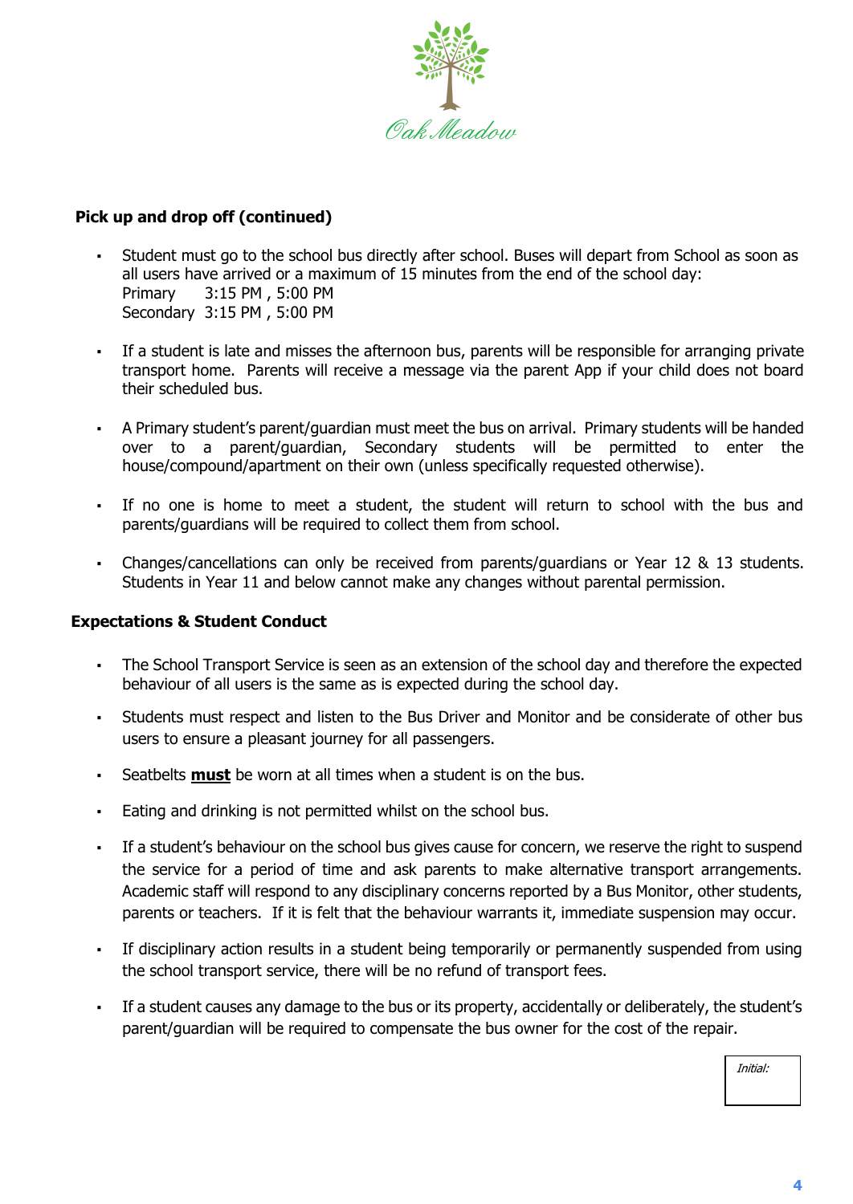**Pick up and drop off (continued)**

- Student must go to the school bus directly after school. Buses will depart from School as soon as all users have arrived or a maximum of 15 minutes from the end of the school day:
  Primary 3:15 PM , 5:00 PM
  Secondary 3:15 PM , 5:00 PM

- If a student is late and misses the afternoon bus, parents will be responsible for arranging private transport home. Parents will receive a message via the parent App if your child does not board their scheduled bus.

- A Primary student's parent/guardian must meet the bus on arrival. Primary students will be handed over to a parent/guardian, Secondary students will be permitted to enter the house/compound/apartment on their own (unless specifically requested otherwise).

- If no one is home to meet a student, the student will return to school with the bus and parents/guardians will be required to collect them from school.

- Changes/cancellations can only be received from parents/guardians or Year 12 & 13 students. Students in Year 11 and below cannot make any changes without parental permission.

**Expectations & Student Conduct**

- The School Transport Service is seen as an extension of the school day and therefore the expected behaviour of all users is the same as is expected during the school day.

- Students must respect and listen to the Bus Driver and Monitor and be considerate of other bus users to ensure a pleasant journey for all passengers.

- Seatbelts **must** be worn at all times when a student is on the bus.

- Eating and drinking is not permitted whilst on the school bus.

- If a student's behaviour on the school bus gives cause for concern, we reserve the right to suspend the service for a period of time and ask parents to make alternative transport arrangements. Academic staff will respond to any disciplinary concerns reported by a Bus Monitor, other students, parents or teachers. If it is felt that the behaviour warrants it, immediate suspension may occur.

- If disciplinary action results in a student being temporarily or permanently suspended from using the school transport service, there will be no refund of transport fees.

- If a student causes any damage to the bus or its property, accidentally or deliberately, the student's parent/guardian will be required to compensate the bus owner for the cost of the repair.

*Initial:*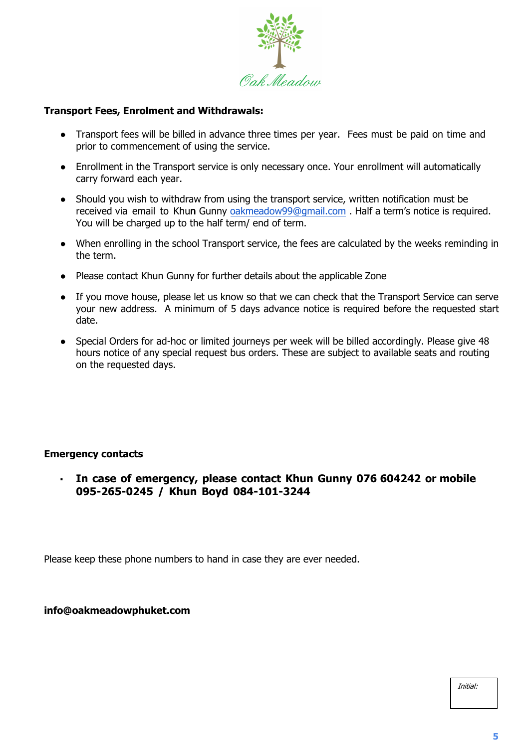Oak Meadow

**Transport Fees, Enrolment and Withdrawals:**

- Transport fees will be billed in advance three times per year. Fees must be paid on time and prior to commencement of using the service.
- Enrollment in the Transport service is only necessary once. Your enrollment will automatically carry forward each year.
- Should you wish to withdraw from using the transport service, written notification must be received via email to Khun Gunny oakmeadow99@gmail.com . Half a term's notice is required. You will be charged up to the half term/ end of term.
- When enrolling in the school Transport service, the fees are calculated by the weeks reminding in the term.
- Please contact Khun Gunny for further details about the applicable Zone
- If you move house, please let us know so that we can check that the Transport Service can serve your new address. A minimum of 5 days advance notice is required before the requested start date.
- Special Orders for ad-hoc or limited journeys per week will be billed accordingly. Please give 48 hours notice of any special request bus orders. These are subject to available seats and routing on the requested days.

**Emergency contacts**

- **In case of emergency, please contact Khun Gunny 076 604242 or mobile 095-265-0245 / Khun Boyd 084-101-3244**

Please keep these phone numbers to hand in case they are ever needed.

**info@oakmeadowphuket.com**

*Initial:*